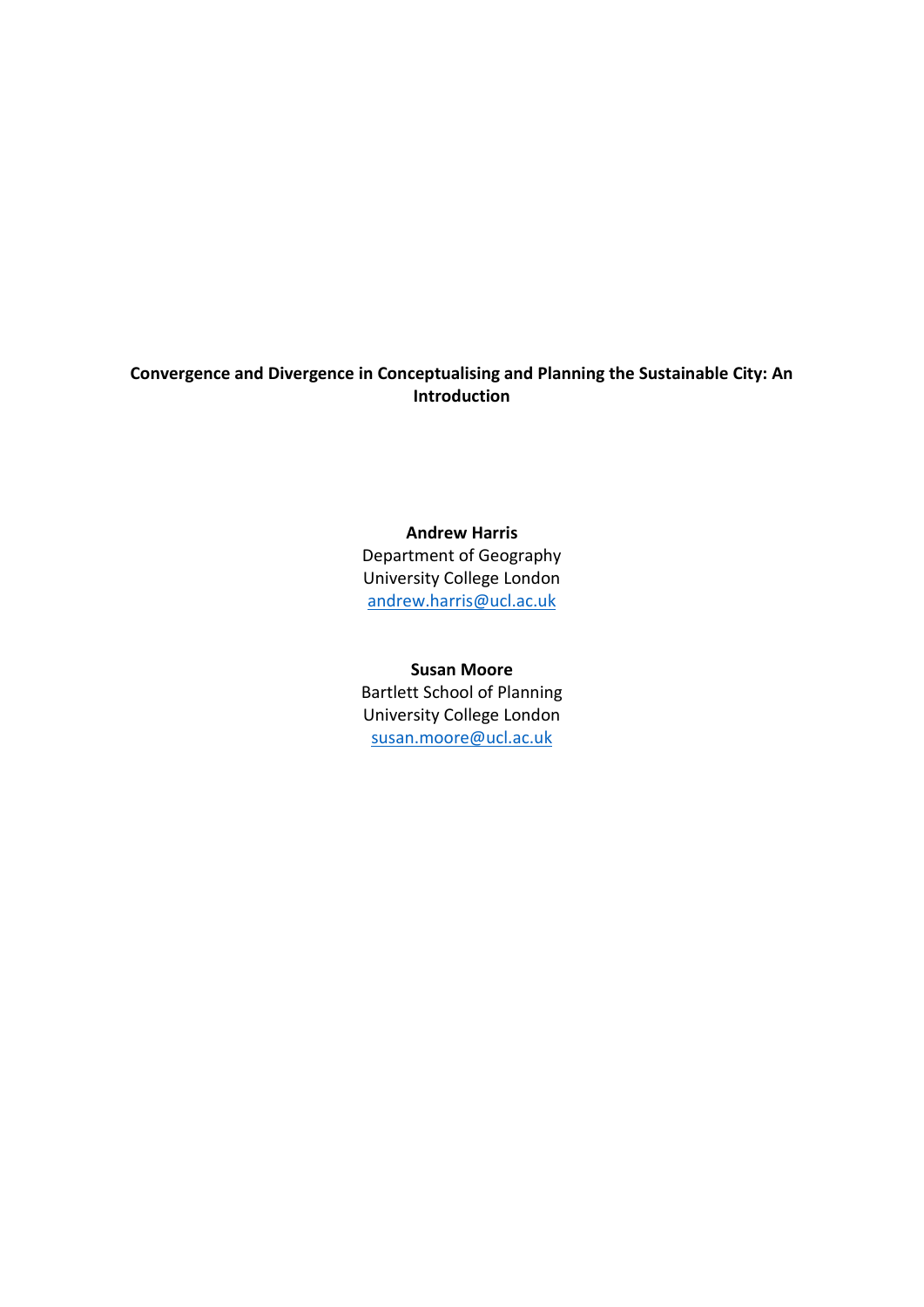# Convergence and Divergence in Conceptualising and Planning the Sustainable City: An Introduction

**Andrew Harris**
Department of Geography
University College London
andrew.harris@ucl.ac.uk

**Susan Moore**
Bartlett School of Planning
University College London
susan.moore@ucl.ac.uk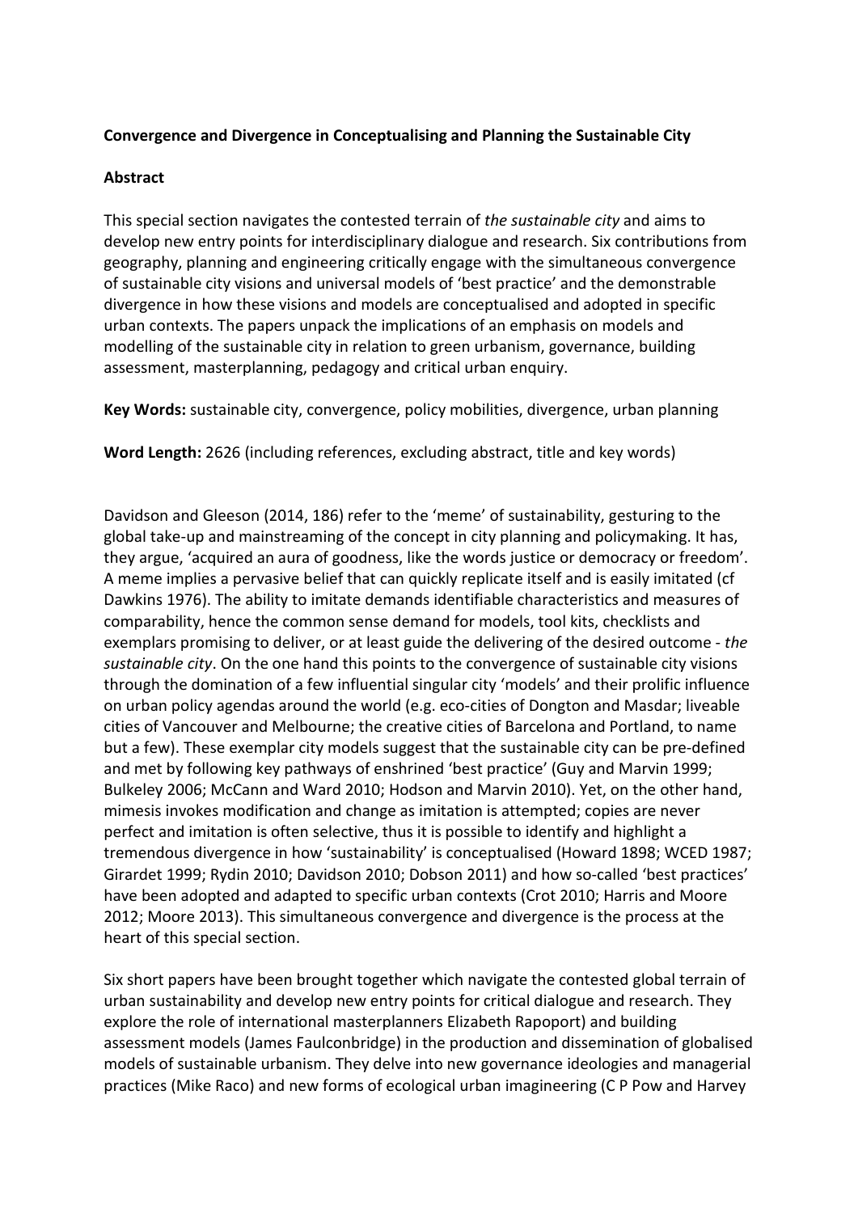**Convergence and Divergence in Conceptualising and Planning the Sustainable City**

**Abstract**

This special section navigates the contested terrain of *the sustainable city* and aims to develop new entry points for interdisciplinary dialogue and research. Six contributions from geography, planning and engineering critically engage with the simultaneous convergence of sustainable city visions and universal models of 'best practice' and the demonstrable divergence in how these visions and models are conceptualised and adopted in specific urban contexts. The papers unpack the implications of an emphasis on models and modelling of the sustainable city in relation to green urbanism, governance, building assessment, masterplanning, pedagogy and critical urban enquiry.

**Key Words:** sustainable city, convergence, policy mobilities, divergence, urban planning

**Word Length:** 2626 (including references, excluding abstract, title and key words)

Davidson and Gleeson (2014, 186) refer to the 'meme' of sustainability, gesturing to the global take-up and mainstreaming of the concept in city planning and policymaking. It has, they argue, 'acquired an aura of goodness, like the words justice or democracy or freedom'. A meme implies a pervasive belief that can quickly replicate itself and is easily imitated (cf Dawkins 1976). The ability to imitate demands identifiable characteristics and measures of comparability, hence the common sense demand for models, tool kits, checklists and exemplars promising to deliver, or at least guide the delivering of the desired outcome - *the sustainable city*. On the one hand this points to the convergence of sustainable city visions through the domination of a few influential singular city 'models' and their prolific influence on urban policy agendas around the world (e.g. eco-cities of Dongton and Masdar; liveable cities of Vancouver and Melbourne; the creative cities of Barcelona and Portland, to name but a few). These exemplar city models suggest that the sustainable city can be pre-defined and met by following key pathways of enshrined 'best practice' (Guy and Marvin 1999; Bulkeley 2006; McCann and Ward 2010; Hodson and Marvin 2010). Yet, on the other hand, mimesis invokes modification and change as imitation is attempted; copies are never perfect and imitation is often selective, thus it is possible to identify and highlight a tremendous divergence in how 'sustainability' is conceptualised (Howard 1898; WCED 1987; Girardet 1999; Rydin 2010; Davidson 2010; Dobson 2011) and how so-called 'best practices' have been adopted and adapted to specific urban contexts (Crot 2010; Harris and Moore 2012; Moore 2013). This simultaneous convergence and divergence is the process at the heart of this special section.

Six short papers have been brought together which navigate the contested global terrain of urban sustainability and develop new entry points for critical dialogue and research. They explore the role of international masterplanners Elizabeth Rapoport) and building assessment models (James Faulconbridge) in the production and dissemination of globalised models of sustainable urbanism. They delve into new governance ideologies and managerial practices (Mike Raco) and new forms of ecological urban imagineering (C P Pow and Harvey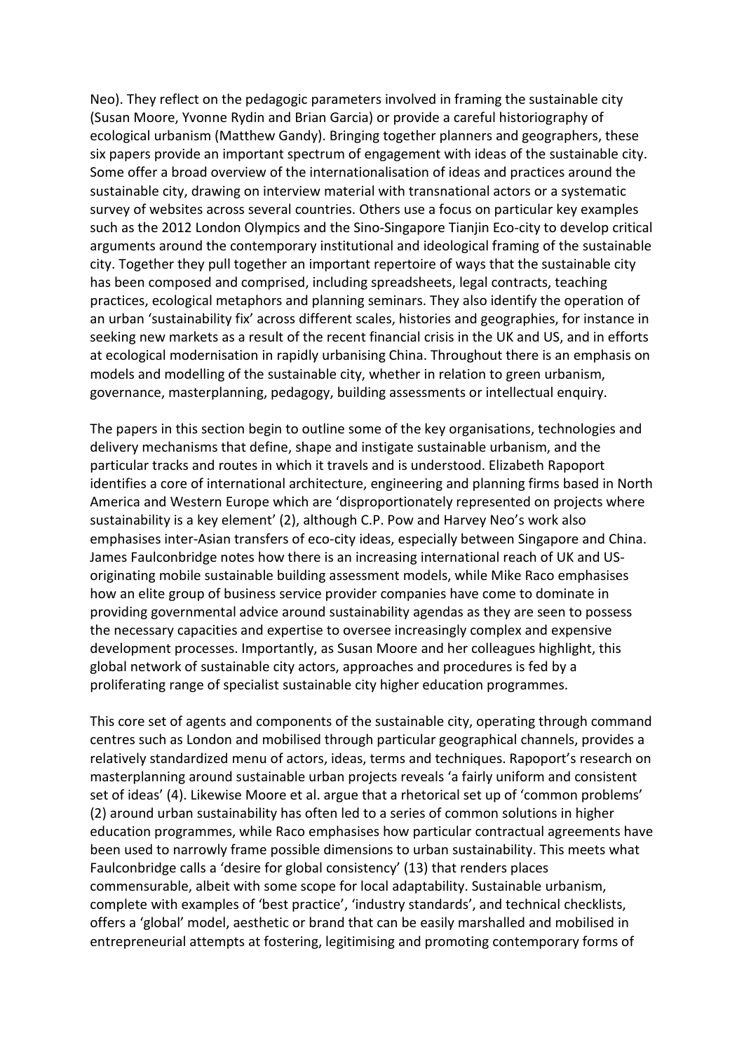Neo). They reflect on the pedagogic parameters involved in framing the sustainable city (Susan Moore, Yvonne Rydin and Brian Garcia) or provide a careful historiography of ecological urbanism (Matthew Gandy). Bringing together planners and geographers, these six papers provide an important spectrum of engagement with ideas of the sustainable city. Some offer a broad overview of the internationalisation of ideas and practices around the sustainable city, drawing on interview material with transnational actors or a systematic survey of websites across several countries. Others use a focus on particular key examples such as the 2012 London Olympics and the Sino-Singapore Tianjin Eco-city to develop critical arguments around the contemporary institutional and ideological framing of the sustainable city. Together they pull together an important repertoire of ways that the sustainable city has been composed and comprised, including spreadsheets, legal contracts, teaching practices, ecological metaphors and planning seminars. They also identify the operation of an urban 'sustainability fix' across different scales, histories and geographies, for instance in seeking new markets as a result of the recent financial crisis in the UK and US, and in efforts at ecological modernisation in rapidly urbanising China. Throughout there is an emphasis on models and modelling of the sustainable city, whether in relation to green urbanism, governance, masterplanning, pedagogy, building assessments or intellectual enquiry.

The papers in this section begin to outline some of the key organisations, technologies and delivery mechanisms that define, shape and instigate sustainable urbanism, and the particular tracks and routes in which it travels and is understood. Elizabeth Rapoport identifies a core of international architecture, engineering and planning firms based in North America and Western Europe which are 'disproportionately represented on projects where sustainability is a key element' (2), although C.P. Pow and Harvey Neo's work also emphasises inter-Asian transfers of eco-city ideas, especially between Singapore and China. James Faulconbridge notes how there is an increasing international reach of UK and US-originating mobile sustainable building assessment models, while Mike Raco emphasises how an elite group of business service provider companies have come to dominate in providing governmental advice around sustainability agendas as they are seen to possess the necessary capacities and expertise to oversee increasingly complex and expensive development processes. Importantly, as Susan Moore and her colleagues highlight, this global network of sustainable city actors, approaches and procedures is fed by a proliferating range of specialist sustainable city higher education programmes.

This core set of agents and components of the sustainable city, operating through command centres such as London and mobilised through particular geographical channels, provides a relatively standardized menu of actors, ideas, terms and techniques. Rapoport's research on masterplanning around sustainable urban projects reveals 'a fairly uniform and consistent set of ideas' (4). Likewise Moore et al. argue that a rhetorical set up of 'common problems' (2) around urban sustainability has often led to a series of common solutions in higher education programmes, while Raco emphasises how particular contractual agreements have been used to narrowly frame possible dimensions to urban sustainability. This meets what Faulconbridge calls a 'desire for global consistency' (13) that renders places commensurable, albeit with some scope for local adaptability. Sustainable urbanism, complete with examples of 'best practice', 'industry standards', and technical checklists, offers a 'global' model, aesthetic or brand that can be easily marshalled and mobilised in entrepreneurial attempts at fostering, legitimising and promoting contemporary forms of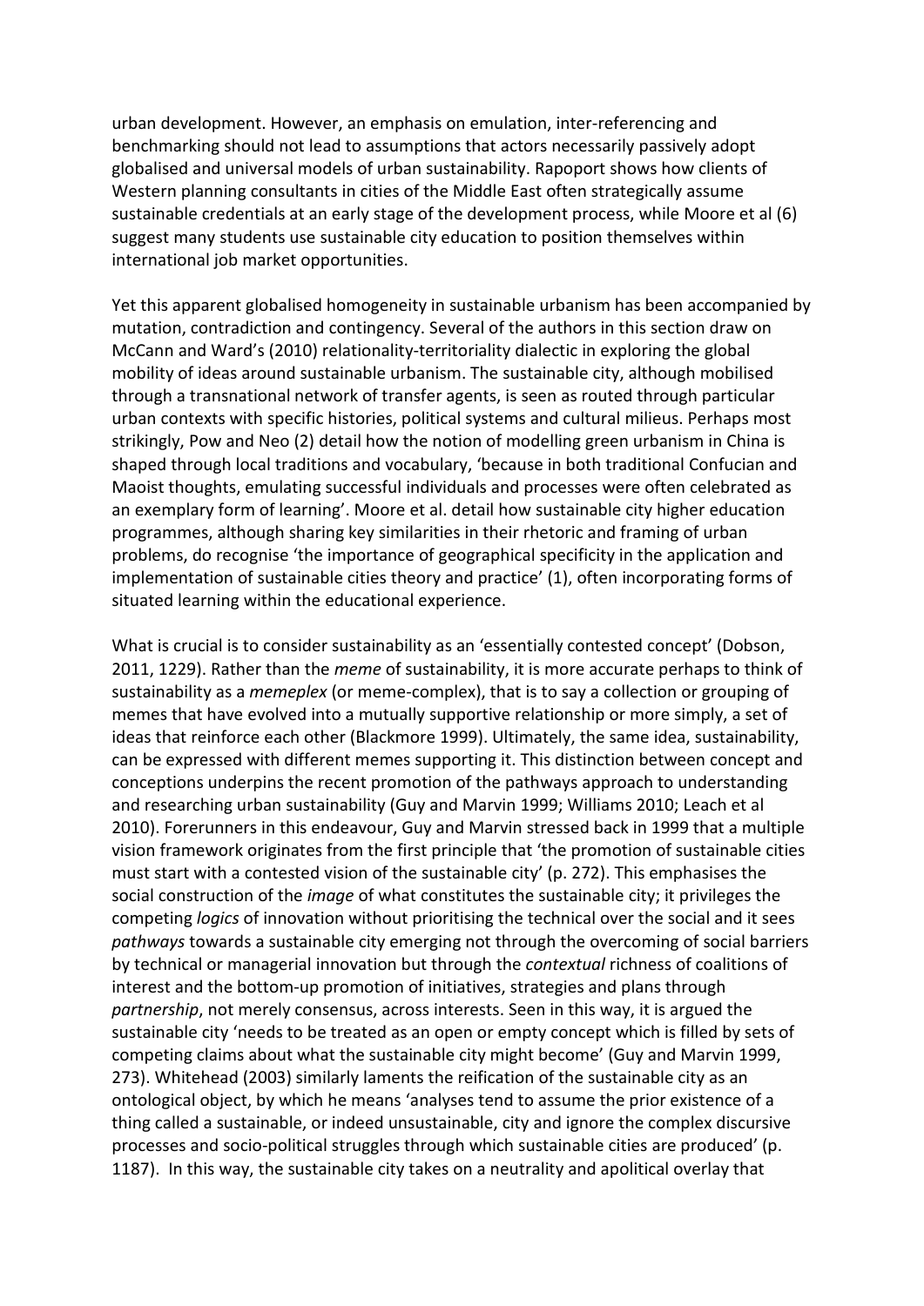urban development. However, an emphasis on emulation, inter-referencing and benchmarking should not lead to assumptions that actors necessarily passively adopt globalised and universal models of urban sustainability. Rapoport shows how clients of Western planning consultants in cities of the Middle East often strategically assume sustainable credentials at an early stage of the development process, while Moore et al (6) suggest many students use sustainable city education to position themselves within international job market opportunities.

Yet this apparent globalised homogeneity in sustainable urbanism has been accompanied by mutation, contradiction and contingency. Several of the authors in this section draw on McCann and Ward's (2010) relationality-territoriality dialectic in exploring the global mobility of ideas around sustainable urbanism. The sustainable city, although mobilised through a transnational network of transfer agents, is seen as routed through particular urban contexts with specific histories, political systems and cultural milieus. Perhaps most strikingly, Pow and Neo (2) detail how the notion of modelling green urbanism in China is shaped through local traditions and vocabulary, 'because in both traditional Confucian and Maoist thoughts, emulating successful individuals and processes were often celebrated as an exemplary form of learning'. Moore et al. detail how sustainable city higher education programmes, although sharing key similarities in their rhetoric and framing of urban problems, do recognise 'the importance of geographical specificity in the application and implementation of sustainable cities theory and practice' (1), often incorporating forms of situated learning within the educational experience.

What is crucial is to consider sustainability as an 'essentially contested concept' (Dobson, 2011, 1229). Rather than the *meme* of sustainability, it is more accurate perhaps to think of sustainability as a *memeplex* (or meme-complex), that is to say a collection or grouping of memes that have evolved into a mutually supportive relationship or more simply, a set of ideas that reinforce each other (Blackmore 1999). Ultimately, the same idea, sustainability, can be expressed with different memes supporting it. This distinction between concept and conceptions underpins the recent promotion of the pathways approach to understanding and researching urban sustainability (Guy and Marvin 1999; Williams 2010; Leach et al 2010). Forerunners in this endeavour, Guy and Marvin stressed back in 1999 that a multiple vision framework originates from the first principle that 'the promotion of sustainable cities must start with a contested vision of the sustainable city' (p. 272). This emphasises the social construction of the *image* of what constitutes the sustainable city; it privileges the competing *logics* of innovation without prioritising the technical over the social and it sees *pathways* towards a sustainable city emerging not through the overcoming of social barriers by technical or managerial innovation but through the *contextual* richness of coalitions of interest and the bottom-up promotion of initiatives, strategies and plans through *partnership*, not merely consensus, across interests. Seen in this way, it is argued the sustainable city 'needs to be treated as an open or empty concept which is filled by sets of competing claims about what the sustainable city might become' (Guy and Marvin 1999, 273). Whitehead (2003) similarly laments the reification of the sustainable city as an ontological object, by which he means 'analyses tend to assume the prior existence of a thing called a sustainable, or indeed unsustainable, city and ignore the complex discursive processes and socio-political struggles through which sustainable cities are produced' (p. 1187). In this way, the sustainable city takes on a neutrality and apolitical overlay that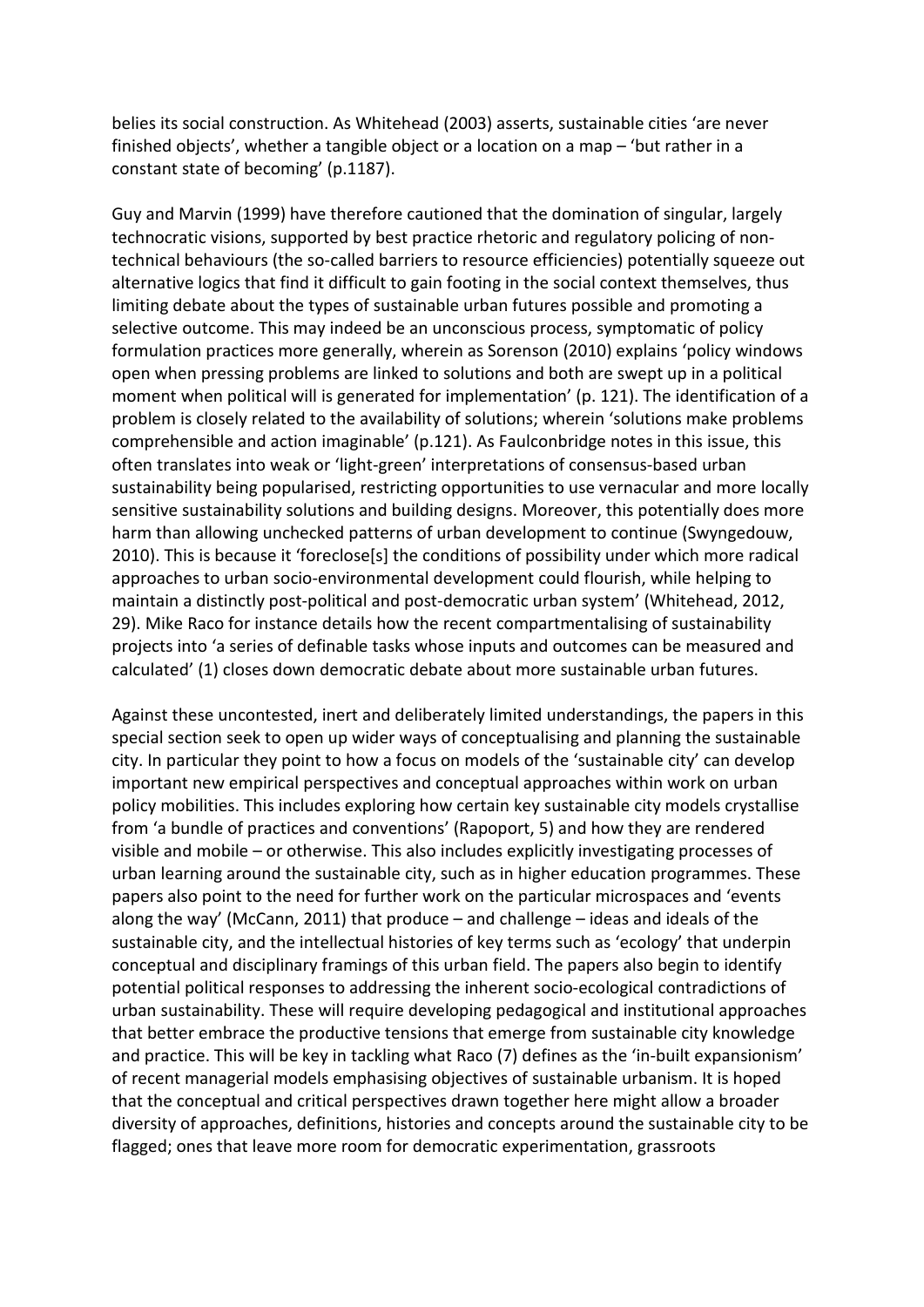belies its social construction. As Whitehead (2003) asserts, sustainable cities 'are never finished objects', whether a tangible object or a location on a map – 'but rather in a constant state of becoming' (p.1187).

Guy and Marvin (1999) have therefore cautioned that the domination of singular, largely technocratic visions, supported by best practice rhetoric and regulatory policing of non-technical behaviours (the so-called barriers to resource efficiencies) potentially squeeze out alternative logics that find it difficult to gain footing in the social context themselves, thus limiting debate about the types of sustainable urban futures possible and promoting a selective outcome. This may indeed be an unconscious process, symptomatic of policy formulation practices more generally, wherein as Sorenson (2010) explains 'policy windows open when pressing problems are linked to solutions and both are swept up in a political moment when political will is generated for implementation' (p. 121). The identification of a problem is closely related to the availability of solutions; wherein 'solutions make problems comprehensible and action imaginable' (p.121). As Faulconbridge notes in this issue, this often translates into weak or 'light-green' interpretations of consensus-based urban sustainability being popularised, restricting opportunities to use vernacular and more locally sensitive sustainability solutions and building designs. Moreover, this potentially does more harm than allowing unchecked patterns of urban development to continue (Swyngedouw, 2010). This is because it 'foreclose[s] the conditions of possibility under which more radical approaches to urban socio-environmental development could flourish, while helping to maintain a distinctly post-political and post-democratic urban system' (Whitehead, 2012, 29). Mike Raco for instance details how the recent compartmentalising of sustainability projects into 'a series of definable tasks whose inputs and outcomes can be measured and calculated' (1) closes down democratic debate about more sustainable urban futures.

Against these uncontested, inert and deliberately limited understandings, the papers in this special section seek to open up wider ways of conceptualising and planning the sustainable city. In particular they point to how a focus on models of the 'sustainable city' can develop important new empirical perspectives and conceptual approaches within work on urban policy mobilities. This includes exploring how certain key sustainable city models crystallise from 'a bundle of practices and conventions' (Rapoport, 5) and how they are rendered visible and mobile – or otherwise. This also includes explicitly investigating processes of urban learning around the sustainable city, such as in higher education programmes. These papers also point to the need for further work on the particular microspaces and 'events along the way' (McCann, 2011) that produce – and challenge – ideas and ideals of the sustainable city, and the intellectual histories of key terms such as 'ecology' that underpin conceptual and disciplinary framings of this urban field. The papers also begin to identify potential political responses to addressing the inherent socio-ecological contradictions of urban sustainability. These will require developing pedagogical and institutional approaches that better embrace the productive tensions that emerge from sustainable city knowledge and practice. This will be key in tackling what Raco (7) defines as the 'in-built expansionism' of recent managerial models emphasising objectives of sustainable urbanism. It is hoped that the conceptual and critical perspectives drawn together here might allow a broader diversity of approaches, definitions, histories and concepts around the sustainable city to be flagged; ones that leave more room for democratic experimentation, grassroots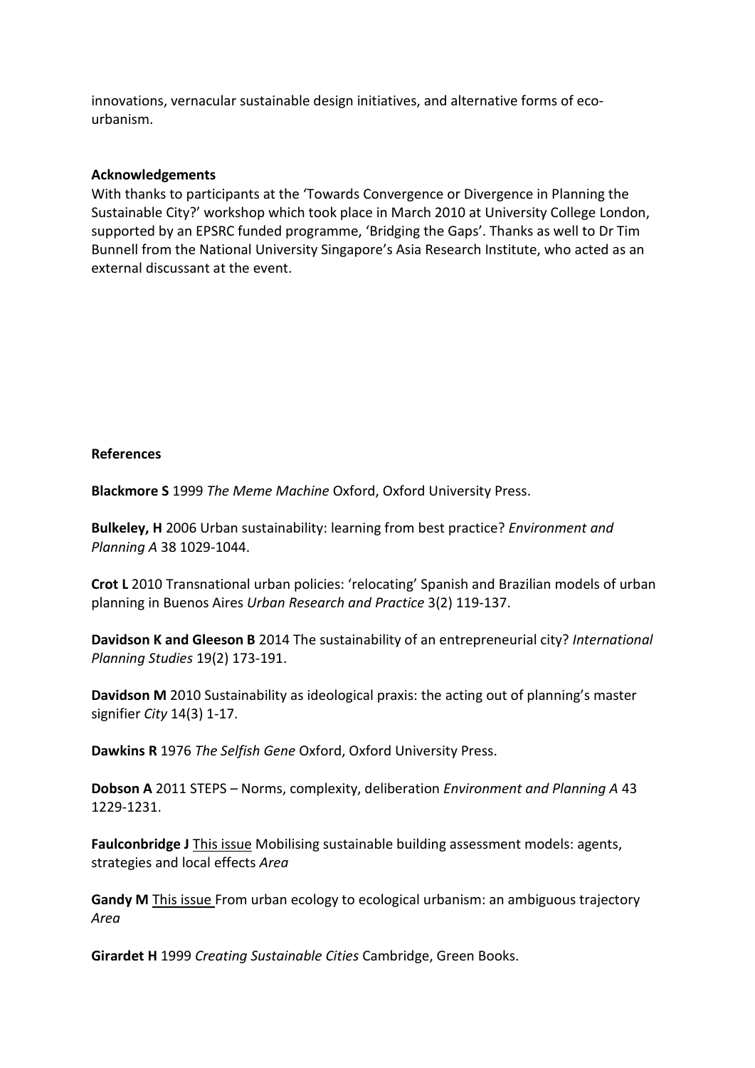innovations, vernacular sustainable design initiatives, and alternative forms of eco-urbanism.

**Acknowledgements**

With thanks to participants at the 'Towards Convergence or Divergence in Planning the Sustainable City?' workshop which took place in March 2010 at University College London, supported by an EPSRC funded programme, 'Bridging the Gaps'. Thanks as well to Dr Tim Bunnell from the National University Singapore's Asia Research Institute, who acted as an external discussant at the event.

**References**

**Blackmore S** 1999 *The Meme Machine* Oxford, Oxford University Press.

**Bulkeley, H** 2006 Urban sustainability: learning from best practice? *Environment and Planning A* 38 1029-1044.

**Crot L** 2010 Transnational urban policies: 'relocating' Spanish and Brazilian models of urban planning in Buenos Aires *Urban Research and Practice* 3(2) 119-137.

**Davidson K and Gleeson B** 2014 The sustainability of an entrepreneurial city? *International Planning Studies* 19(2) 173-191.

**Davidson M** 2010 Sustainability as ideological praxis: the acting out of planning's master signifier *City* 14(3) 1-17.

**Dawkins R** 1976 *The Selfish Gene* Oxford, Oxford University Press.

**Dobson A** 2011 STEPS – Norms, complexity, deliberation *Environment and Planning A* 43 1229-1231.

**Faulconbridge J** This issue Mobilising sustainable building assessment models: agents, strategies and local effects *Area*

**Gandy M** This issue From urban ecology to ecological urbanism: an ambiguous trajectory *Area*

**Girardet H** 1999 *Creating Sustainable Cities* Cambridge, Green Books.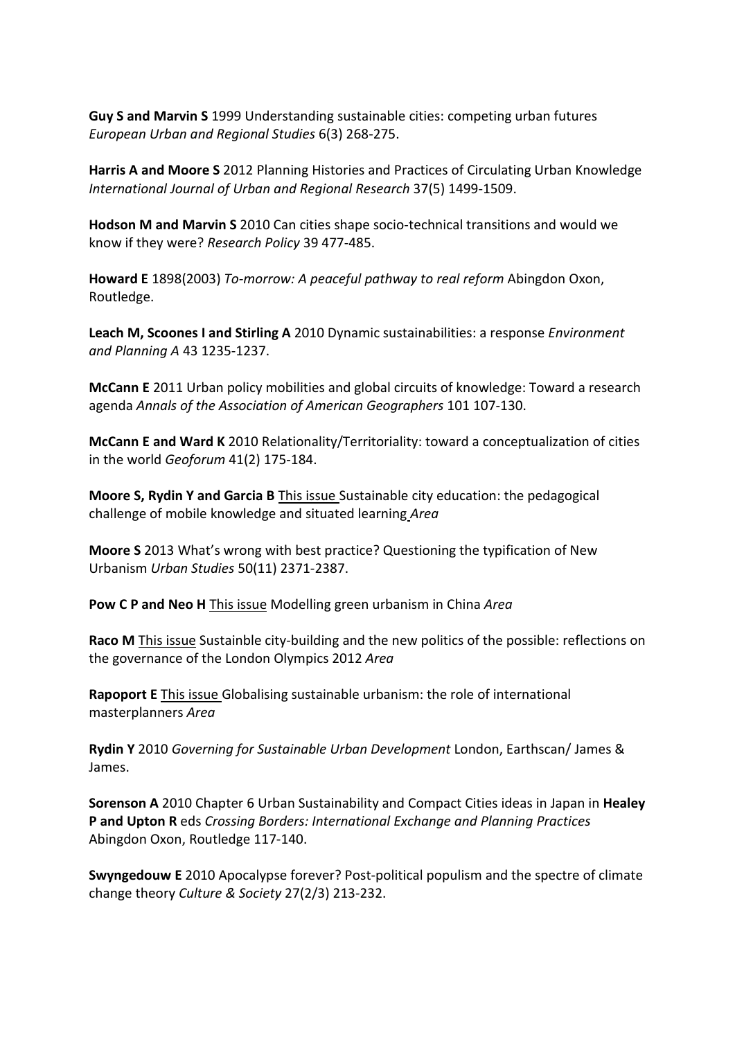**Guy S and Marvin S** 1999 Understanding sustainable cities: competing urban futures *European Urban and Regional Studies* 6(3) 268-275.

**Harris A and Moore S** 2012 Planning Histories and Practices of Circulating Urban Knowledge *International Journal of Urban and Regional Research* 37(5) 1499-1509.

**Hodson M and Marvin S** 2010 Can cities shape socio-technical transitions and would we know if they were? *Research Policy* 39 477-485.

**Howard E** 1898(2003) *To-morrow: A peaceful pathway to real reform* Abingdon Oxon, Routledge.

**Leach M, Scoones I and Stirling A** 2010 Dynamic sustainabilities: a response *Environment and Planning A* 43 1235-1237.

**McCann E** 2011 Urban policy mobilities and global circuits of knowledge: Toward a research agenda *Annals of the Association of American Geographers* 101 107-130.

**McCann E and Ward K** 2010 Relationality/Territoriality: toward a conceptualization of cities in the world *Geoforum* 41(2) 175-184.

**Moore S, Rydin Y and Garcia B** This issue Sustainable city education: the pedagogical challenge of mobile knowledge and situated learning *Area*

**Moore S** 2013 What's wrong with best practice? Questioning the typification of New Urbanism *Urban Studies* 50(11) 2371-2387.

**Pow C P and Neo H** This issue Modelling green urbanism in China *Area*

**Raco M** This issue Sustainble city-building and the new politics of the possible: reflections on the governance of the London Olympics 2012 *Area*

**Rapoport E** This issue Globalising sustainable urbanism: the role of international masterplanners *Area*

**Rydin Y** 2010 *Governing for Sustainable Urban Development* London, Earthscan/ James & James.

**Sorenson A** 2010 Chapter 6 Urban Sustainability and Compact Cities ideas in Japan in **Healey P and Upton R** eds *Crossing Borders: International Exchange and Planning Practices* Abingdon Oxon, Routledge 117-140.

**Swyngedouw E** 2010 Apocalypse forever? Post-political populism and the spectre of climate change theory *Culture & Society* 27(2/3) 213-232.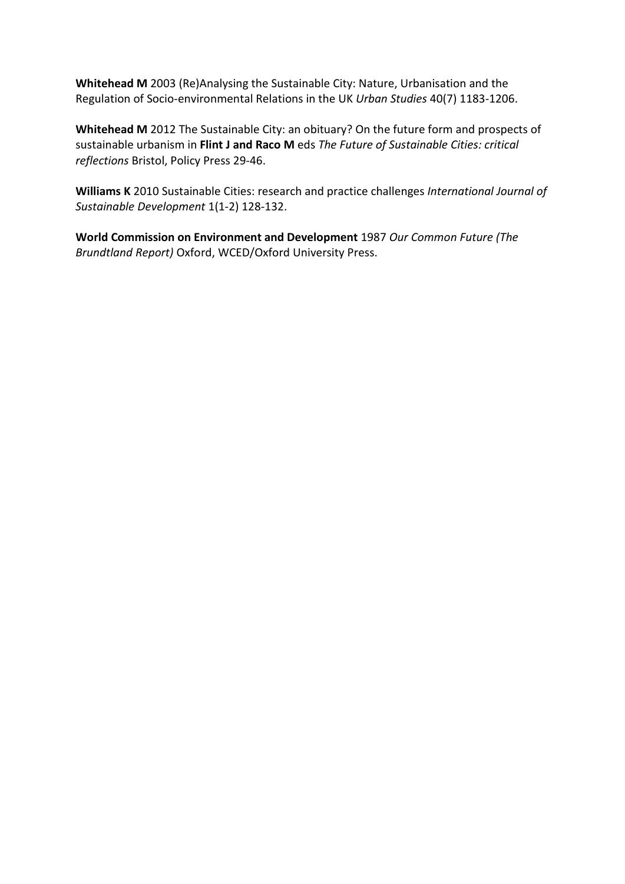**Whitehead M** 2003 (Re)Analysing the Sustainable City: Nature, Urbanisation and the Regulation of Socio-environmental Relations in the UK *Urban Studies* 40(7) 1183-1206.

**Whitehead M** 2012 The Sustainable City: an obituary? On the future form and prospects of sustainable urbanism in **Flint J and Raco M** eds *The Future of Sustainable Cities: critical reflections* Bristol, Policy Press 29-46.

**Williams K** 2010 Sustainable Cities: research and practice challenges *International Journal of Sustainable Development* 1(1-2) 128-132.

**World Commission on Environment and Development** 1987 *Our Common Future (The Brundtland Report)* Oxford, WCED/Oxford University Press.